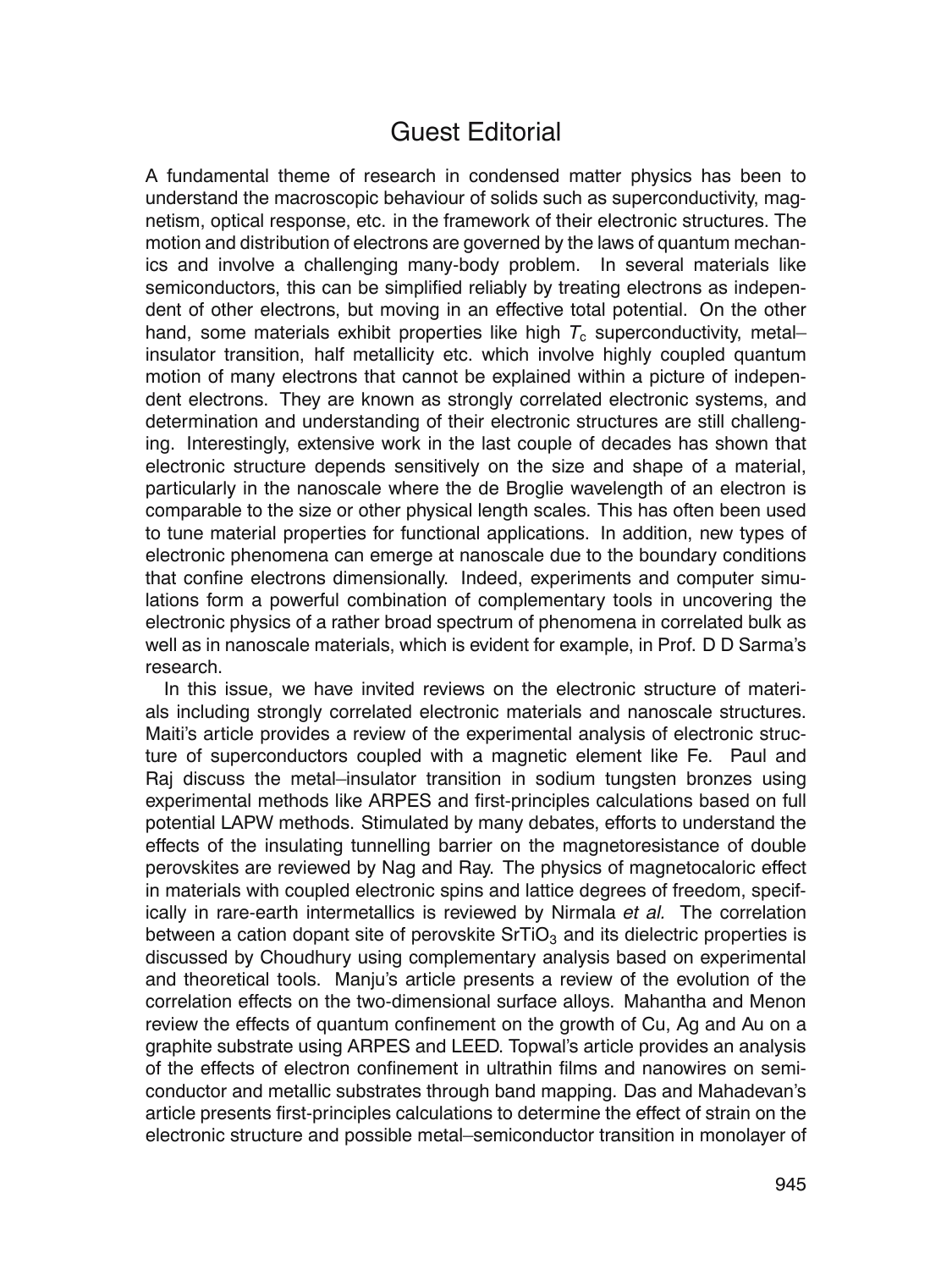# Guest Editorial

A fundamental theme of research in condensed matter physics has been to understand the macroscopic behaviour of solids such as superconductivity, magnetism, optical response, etc. in the framework of their electronic structures. The motion and distribution of electrons are governed by the laws of quantum mechanics and involve a challenging many-body problem. In several materials like semiconductors, this can be simplified reliably by treating electrons as independent of other electrons, but moving in an effective total potential. On the other hand, some materials exhibit properties like high $T_c$ superconductivity, metal–insulator transition, half metallicity etc. which involve highly coupled quantum motion of many electrons that cannot be explained within a picture of independent electrons. They are known as strongly correlated electronic systems, and determination and understanding of their electronic structures are still challenging. Interestingly, extensive work in the last couple of decades has shown that electronic structure depends sensitively on the size and shape of a material, particularly in the nanoscale where the de Broglie wavelength of an electron is comparable to the size or other physical length scales. This has often been used to tune material properties for functional applications. In addition, new types of electronic phenomena can emerge at nanoscale due to the boundary conditions that confine electrons dimensionally. Indeed, experiments and computer simulations form a powerful combination of complementary tools in uncovering the electronic physics of a rather broad spectrum of phenomena in correlated bulk as well as in nanoscale materials, which is evident for example, in Prof. D D Sarma's research.

In this issue, we have invited reviews on the electronic structure of materials including strongly correlated electronic materials and nanoscale structures. Maiti's article provides a review of the experimental analysis of electronic structure of superconductors coupled with a magnetic element like Fe. Paul and Raj discuss the metal–insulator transition in sodium tungsten bronzes using experimental methods like ARPES and first-principles calculations based on full potential LAPW methods. Stimulated by many debates, efforts to understand the effects of the insulating tunnelling barrier on the magnetoresistance of double perovskites are reviewed by Nag and Ray. The physics of magnetocaloric effect in materials with coupled electronic spins and lattice degrees of freedom, specifically in rare-earth intermetallics is reviewed by Nirmala *et al.* The correlation between a cation dopant site of perovskite $SrTiO_3$ and its dielectric properties is discussed by Choudhury using complementary analysis based on experimental and theoretical tools. Manju's article presents a review of the evolution of the correlation effects on the two-dimensional surface alloys. Mahantha and Menon review the effects of quantum confinement on the growth of Cu, Ag and Au on a graphite substrate using ARPES and LEED. Topwal's article provides an analysis of the effects of electron confinement in ultrathin films and nanowires on semiconductor and metallic substrates through band mapping. Das and Mahadevan's article presents first-principles calculations to determine the effect of strain on the electronic structure and possible metal–semiconductor transition in monolayer of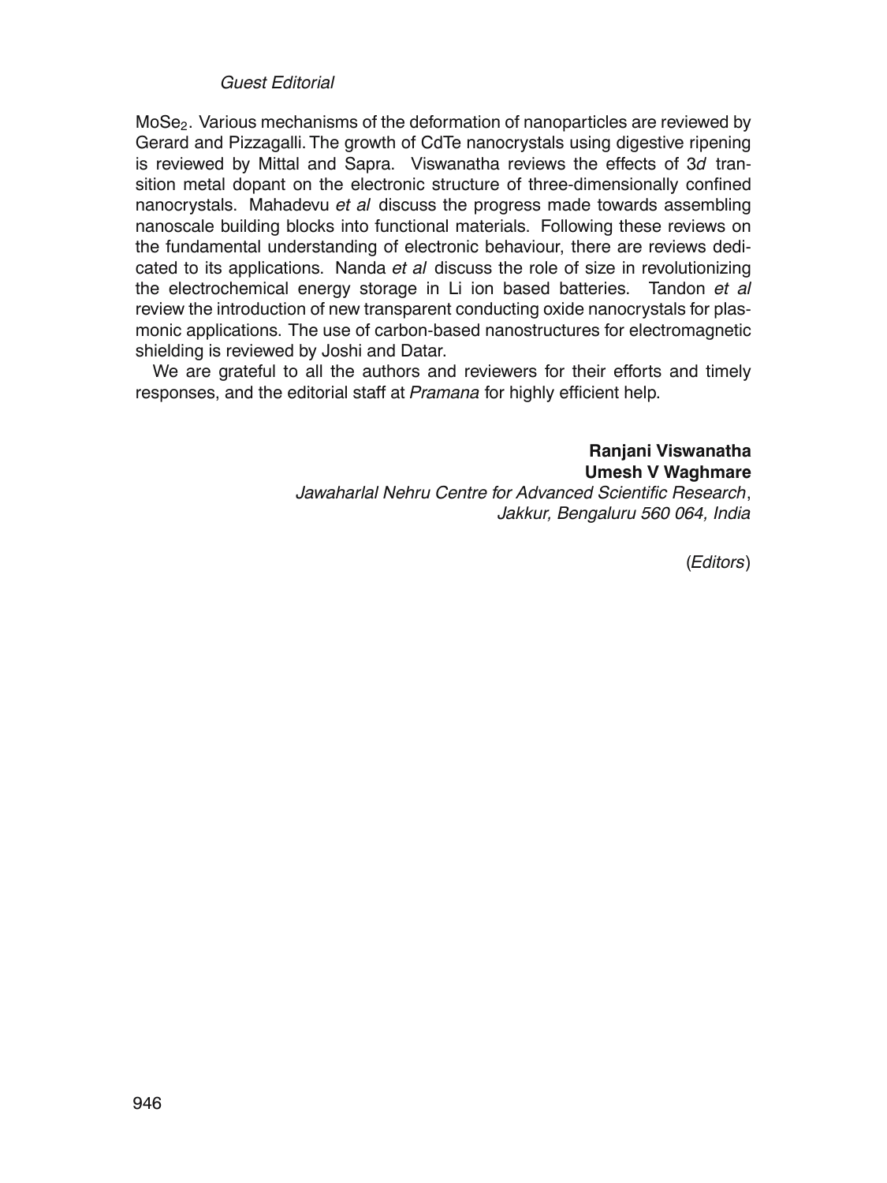$MoSe_2$. Various mechanisms of the deformation of nanoparticles are reviewed by Gerard and Pizzagalli. The growth of CdTe nanocrystals using digestive ripening is reviewed by Mittal and Sapra. Viswanatha reviews the effects of 3*d* transition metal dopant on the electronic structure of three-dimensionally confined nanocrystals. Mahadevu *et al* discuss the progress made towards assembling nanoscale building blocks into functional materials. Following these reviews on the fundamental understanding of electronic behaviour, there are reviews dedicated to its applications. Nanda *et al* discuss the role of size in revolutionizing the electrochemical energy storage in Li ion based batteries. Tandon *et al* review the introduction of new transparent conducting oxide nanocrystals for plasmonic applications. The use of carbon-based nanostructures for electromagnetic shielding is reviewed by Joshi and Datar.

We are grateful to all the authors and reviewers for their efforts and timely responses, and the editorial staff at *Pramana* for highly efficient help.

**Ranjani Viswanatha**
**Umesh V Waghmare**
*Jawaharlal Nehru Centre for Advanced Scientific Research*,
*Jakkur, Bengaluru 560 064, India*

(*Editors*)